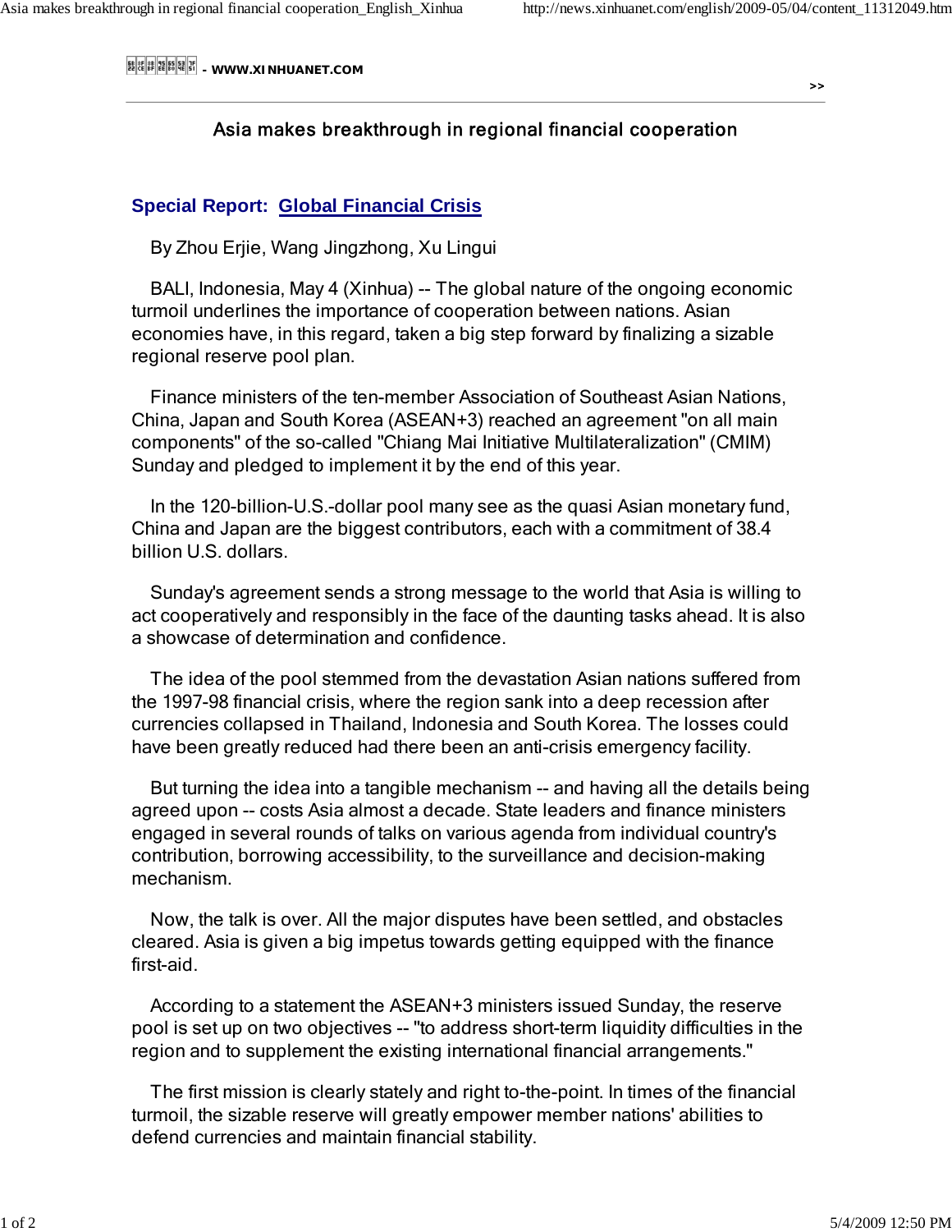- WWW.XINHUANET.COM

# Asia makes breakthrough in regional financial cooperation

**Special Report: Global Financial Crisis**

By Zhou Erjie, Wang Jingzhong, Xu Lingui

BALI, Indonesia, May 4 (Xinhua) -- The global nature of the ongoing economic turmoil underlines the importance of cooperation between nations. Asian economies have, in this regard, taken a big step forward by finalizing a sizable regional reserve pool plan.

Finance ministers of the ten-member Association of Southeast Asian Nations, China, Japan and South Korea (ASEAN+3) reached an agreement "on all main components" of the so-called "Chiang Mai Initiative Multilateralization" (CMIM) Sunday and pledged to implement it by the end of this year.

In the 120-billion-U.S.-dollar pool many see as the quasi Asian monetary fund, China and Japan are the biggest contributors, each with a commitment of 38.4 billion U.S. dollars.

Sunday's agreement sends a strong message to the world that Asia is willing to act cooperatively and responsibly in the face of the daunting tasks ahead. It is also a showcase of determination and confidence.

The idea of the pool stemmed from the devastation Asian nations suffered from the 1997-98 financial crisis, where the region sank into a deep recession after currencies collapsed in Thailand, Indonesia and South Korea. The losses could have been greatly reduced had there been an anti-crisis emergency facility.

But turning the idea into a tangible mechanism -- and having all the details being agreed upon -- costs Asia almost a decade. State leaders and finance ministers engaged in several rounds of talks on various agenda from individual country's contribution, borrowing accessibility, to the surveillance and decision-making mechanism.

Now, the talk is over. All the major disputes have been settled, and obstacles cleared. Asia is given a big impetus towards getting equipped with the finance first-aid.

According to a statement the ASEAN+3 ministers issued Sunday, the reserve pool is set up on two objectives -- "to address short-term liquidity difficulties in the region and to supplement the existing international financial arrangements."

The first mission is clearly stately and right to-the-point. In times of the financial turmoil, the sizable reserve will greatly empower member nations' abilities to defend currencies and maintain financial stability.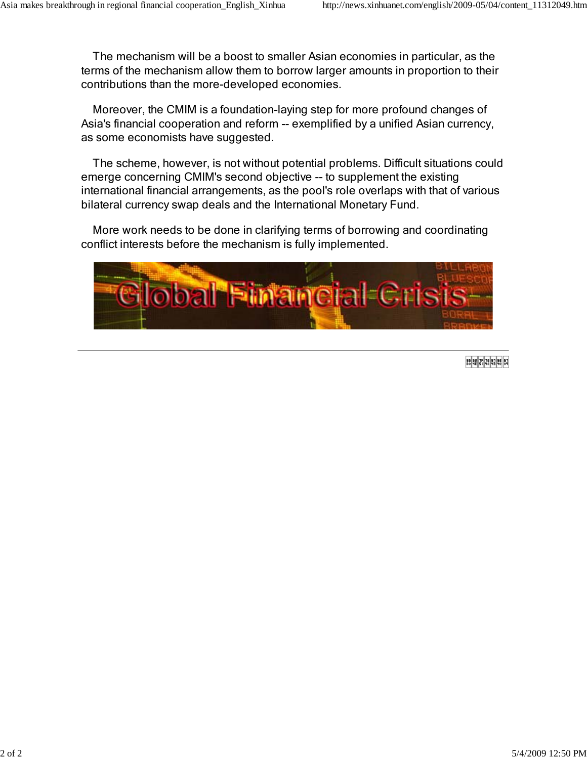The mechanism will be a boost to smaller Asian economies in particular, as the terms of the mechanism allow them to borrow larger amounts in proportion to their contributions than the more-developed economies.

Moreover, the CMIM is a foundation-laying step for more profound changes of Asia's financial cooperation and reform -- exemplified by a unified Asian currency, as some economists have suggested.

The scheme, however, is not without potential problems. Difficult situations could emerge concerning CMIM's second objective -- to supplement the existing international financial arrangements, as the pool's role overlaps with that of various bilateral currency swap deals and the International Monetary Fund.

More work needs to be done in clarifying terms of borrowing and coordinating conflict interests before the mechanism is fully implemented.